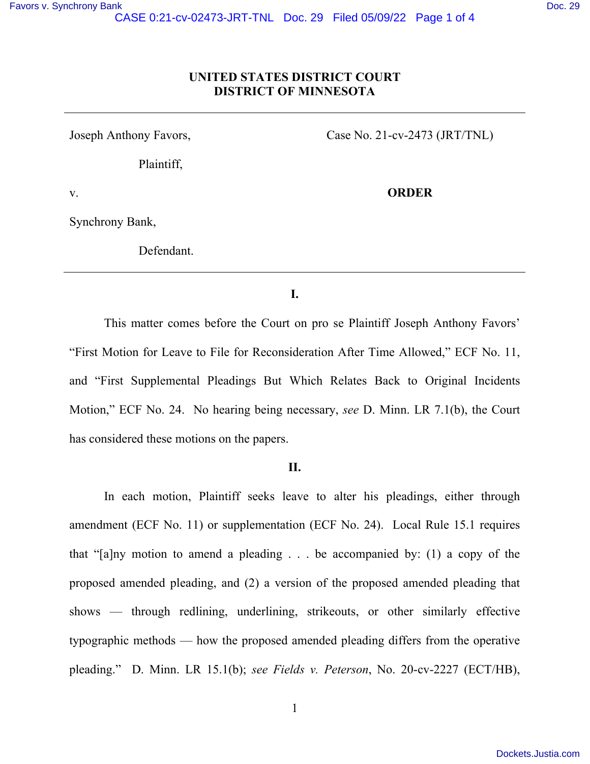**UNITED STATES DISTRICT COURT**
**DISTRICT OF MINNESOTA**

---

Joseph Anthony Favors,

Plaintiff,

v.

Synchrony Bank,

Defendant.

Case No. 21-cv-2473 (JRT/TNL)

**ORDER**

---

**I.**

This matter comes before the Court on pro se Plaintiff Joseph Anthony Favors' "First Motion for Leave to File for Reconsideration After Time Allowed," ECF No. 11, and "First Supplemental Pleadings But Which Relates Back to Original Incidents Motion," ECF No. 24. No hearing being necessary, *see* D. Minn. LR 7.1(b), the Court has considered these motions on the papers.

**II.**

In each motion, Plaintiff seeks leave to alter his pleadings, either through amendment (ECF No. 11) or supplementation (ECF No. 24). Local Rule 15.1 requires that "[a]ny motion to amend a pleading . . . be accompanied by: (1) a copy of the proposed amended pleading, and (2) a version of the proposed amended pleading that shows — through redlining, underlining, strikeouts, or other similarly effective typographic methods — how the proposed amended pleading differs from the operative pleading." D. Minn. LR 15.1(b); *see Fields v. Peterson*, No. 20-cv-2227 (ECT/HB),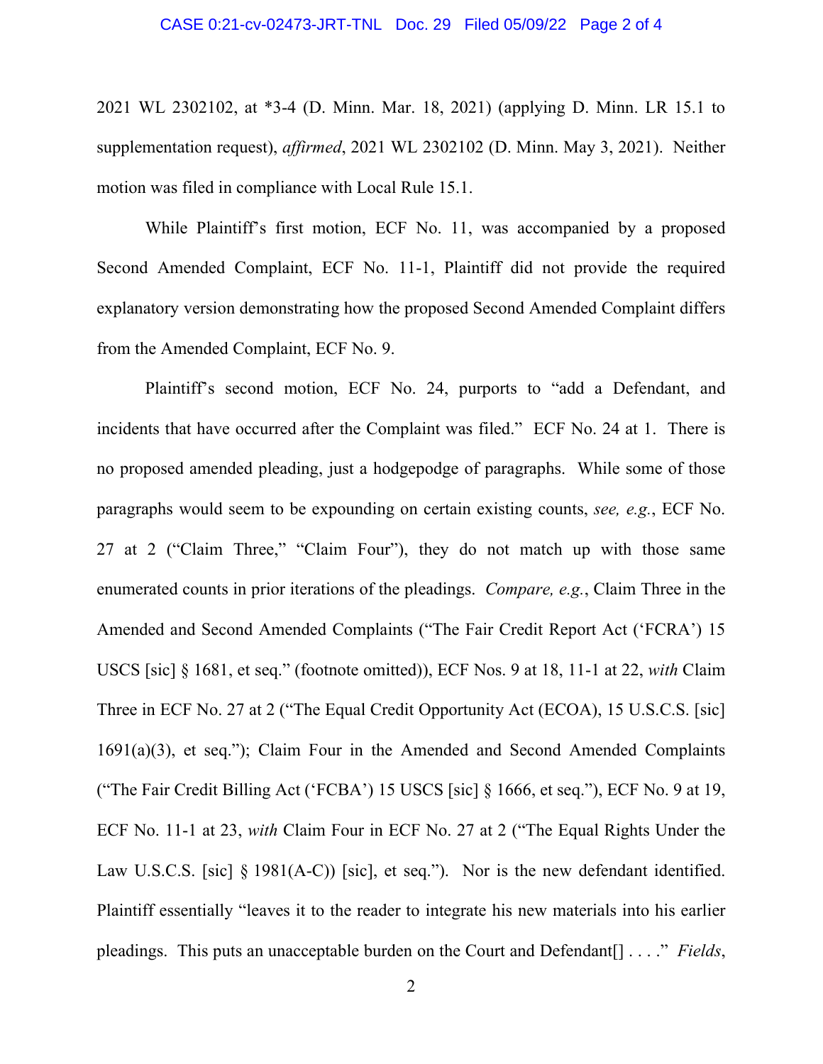2021 WL 2302102, at *3-4 (D. Minn. Mar. 18, 2021) (applying D. Minn. LR 15.1 to supplementation request), *affirmed*, 2021 WL 2302102 (D. Minn. May 3, 2021). Neither motion was filed in compliance with Local Rule 15.1.

While Plaintiff's first motion, ECF No. 11, was accompanied by a proposed Second Amended Complaint, ECF No. 11-1, Plaintiff did not provide the required explanatory version demonstrating how the proposed Second Amended Complaint differs from the Amended Complaint, ECF No. 9.

Plaintiff's second motion, ECF No. 24, purports to "add a Defendant, and incidents that have occurred after the Complaint was filed." ECF No. 24 at 1. There is no proposed amended pleading, just a hodgepodge of paragraphs. While some of those paragraphs would seem to be expounding on certain existing counts, *see, e.g.*, ECF No. 27 at 2 ("Claim Three," "Claim Four"), they do not match up with those same enumerated counts in prior iterations of the pleadings. *Compare, e.g.*, Claim Three in the Amended and Second Amended Complaints ("The Fair Credit Report Act ('FCRA') 15 USCS [sic] § 1681, et seq." (footnote omitted)), ECF Nos. 9 at 18, 11-1 at 22, *with* Claim Three in ECF No. 27 at 2 ("The Equal Credit Opportunity Act (ECOA), 15 U.S.C.S. [sic] 1691(a)(3), et seq."); Claim Four in the Amended and Second Amended Complaints ("The Fair Credit Billing Act ('FCBA') 15 USCS [sic] § 1666, et seq."), ECF No. 9 at 19, ECF No. 11-1 at 23, *with* Claim Four in ECF No. 27 at 2 ("The Equal Rights Under the Law U.S.C.S. [sic] § 1981(A-C)) [sic], et seq."). Nor is the new defendant identified. Plaintiff essentially "leaves it to the reader to integrate his new materials into his earlier pleadings. This puts an unacceptable burden on the Court and Defendant[] . . . ." *Fields*,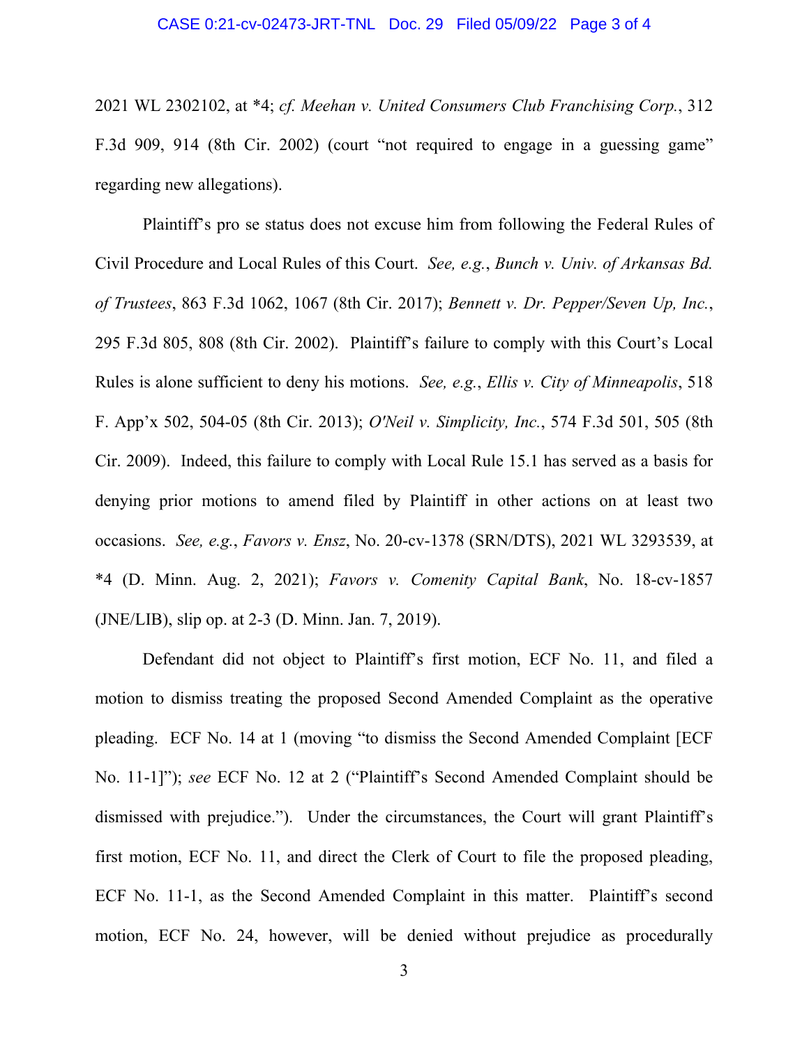2021 WL 2302102, at *4; *cf. Meehan v. United Consumers Club Franchising Corp.*, 312 F.3d 909, 914 (8th Cir. 2002) (court "not required to engage in a guessing game" regarding new allegations).

Plaintiff's pro se status does not excuse him from following the Federal Rules of Civil Procedure and Local Rules of this Court. *See, e.g.*, *Bunch v. Univ. of Arkansas Bd. of Trustees*, 863 F.3d 1062, 1067 (8th Cir. 2017); *Bennett v. Dr. Pepper/Seven Up, Inc.*, 295 F.3d 805, 808 (8th Cir. 2002). Plaintiff's failure to comply with this Court's Local Rules is alone sufficient to deny his motions. *See, e.g.*, *Ellis v. City of Minneapolis*, 518 F. App'x 502, 504-05 (8th Cir. 2013); *O'Neil v. Simplicity, Inc.*, 574 F.3d 501, 505 (8th Cir. 2009). Indeed, this failure to comply with Local Rule 15.1 has served as a basis for denying prior motions to amend filed by Plaintiff in other actions on at least two occasions. *See, e.g.*, *Favors v. Ensz*, No. 20-cv-1378 (SRN/DTS), 2021 WL 3293539, at *4 (D. Minn. Aug. 2, 2021); *Favors v. Comenity Capital Bank*, No. 18-cv-1857 (JNE/LIB), slip op. at 2-3 (D. Minn. Jan. 7, 2019).

Defendant did not object to Plaintiff's first motion, ECF No. 11, and filed a motion to dismiss treating the proposed Second Amended Complaint as the operative pleading. ECF No. 14 at 1 (moving "to dismiss the Second Amended Complaint [ECF No. 11-1]"); *see* ECF No. 12 at 2 ("Plaintiff's Second Amended Complaint should be dismissed with prejudice."). Under the circumstances, the Court will grant Plaintiff's first motion, ECF No. 11, and direct the Clerk of Court to file the proposed pleading, ECF No. 11-1, as the Second Amended Complaint in this matter. Plaintiff's second motion, ECF No. 24, however, will be denied without prejudice as procedurally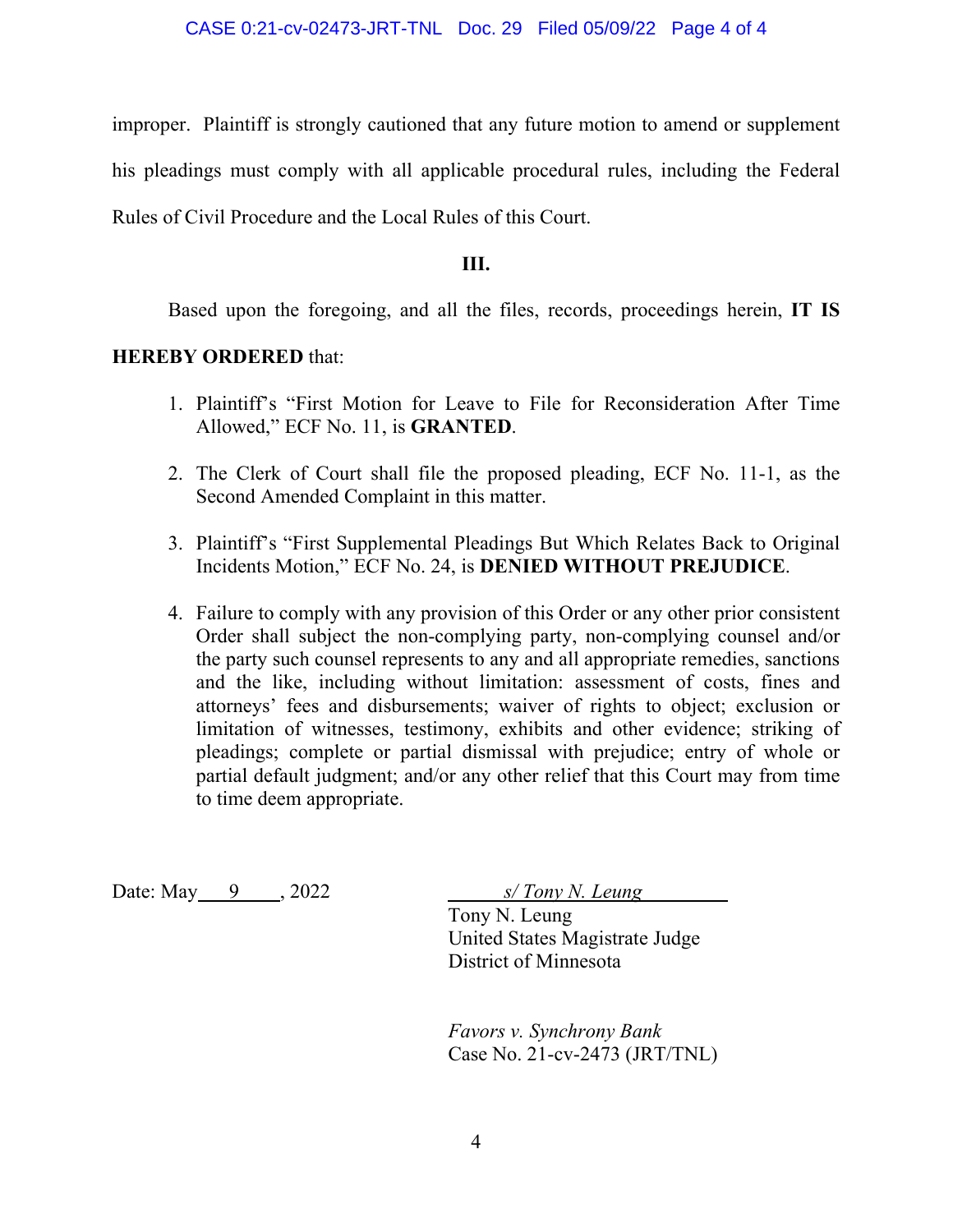improper. Plaintiff is strongly cautioned that any future motion to amend or supplement his pleadings must comply with all applicable procedural rules, including the Federal Rules of Civil Procedure and the Local Rules of this Court.

**III.**

Based upon the foregoing, and all the files, records, proceedings herein, **IT IS HEREBY ORDERED** that:

1. Plaintiff's "First Motion for Leave to File for Reconsideration After Time Allowed," ECF No. 11, is **GRANTED**.

2. The Clerk of Court shall file the proposed pleading, ECF No. 11-1, as the Second Amended Complaint in this matter.

3. Plaintiff's "First Supplemental Pleadings But Which Relates Back to Original Incidents Motion," ECF No. 24, is **DENIED WITHOUT PREJUDICE**.

4. Failure to comply with any provision of this Order or any other prior consistent Order shall subject the non-complying party, non-complying counsel and/or the party such counsel represents to any and all appropriate remedies, sanctions and the like, including without limitation: assessment of costs, fines and attorneys' fees and disbursements; waiver of rights to object; exclusion or limitation of witnesses, testimony, exhibits and other evidence; striking of pleadings; complete or partial dismissal with prejudice; entry of whole or partial default judgment; and/or any other relief that this Court may from time to time deem appropriate.

Date: May 9, 2022

*s/ Tony N. Leung*
Tony N. Leung
United States Magistrate Judge
District of Minnesota

*Favors v. Synchrony Bank*
Case No. 21-cv-2473 (JRT/TNL)